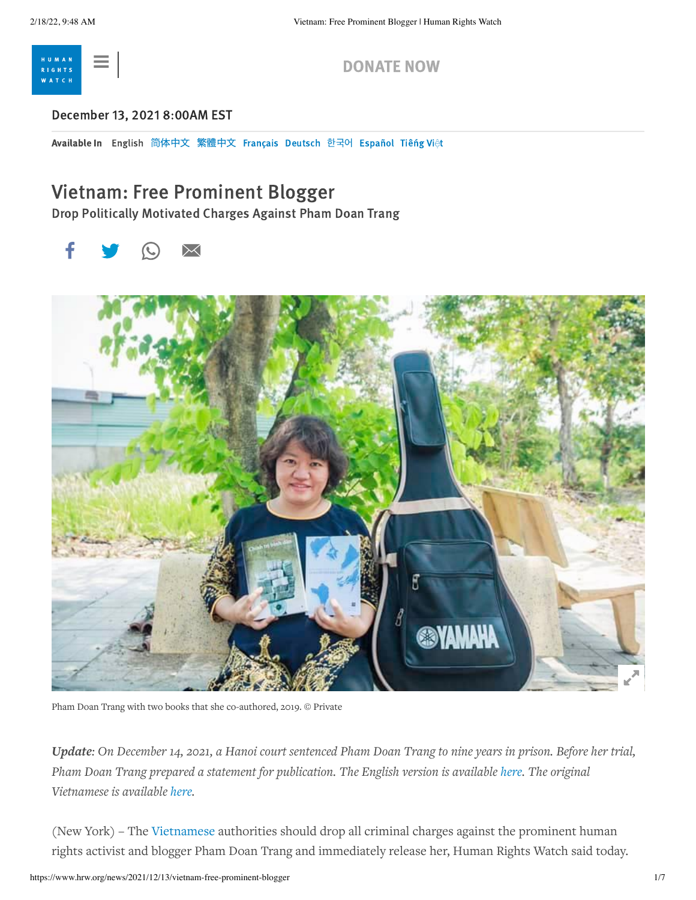DONATE NOW

December 13, 2021 8:00AM EST

**Available In** English 简体中文 繁體中文 Français Deutsch 한국어 Español Tiếng Việt

# Vietnam: Free Prominent Blogger

## Drop Politically Motivated Charges Against Pham Doan Trang

Pham Doan Trang with two books that she co-authored, 2019. © Private

***Update***: *On December 14, 2021, a Hanoi court sentenced Pham Doan Trang to nine years in prison. Before her trial, Pham Doan Trang prepared a statement for publication. The English version is available here. The original Vietnamese is available here.*

(New York) – The Vietnamese authorities should drop all criminal charges against the prominent human rights activist and blogger Pham Doan Trang and immediately release her, Human Rights Watch said today.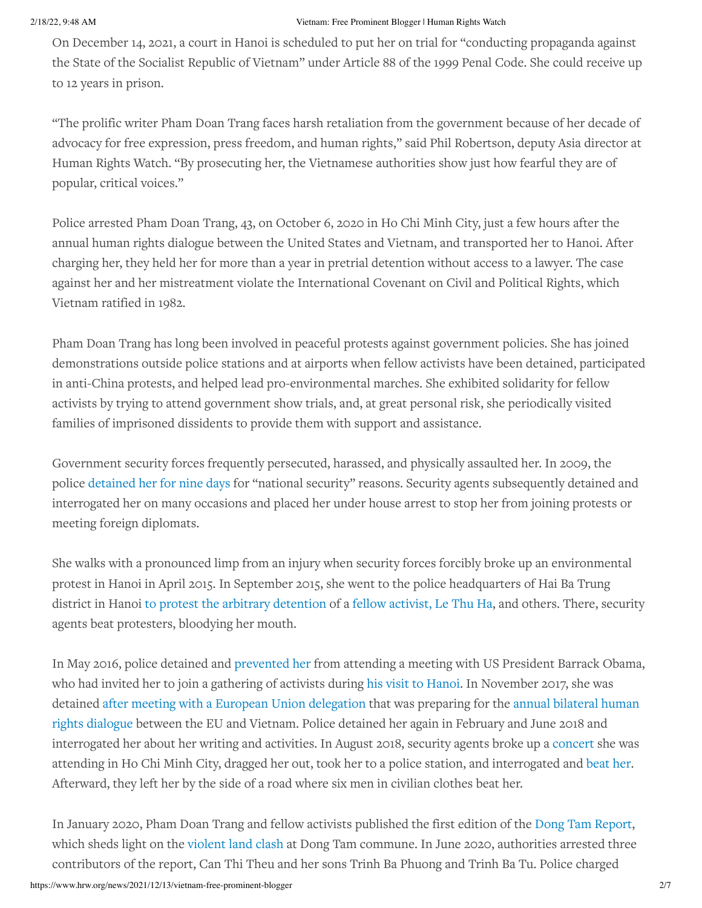On December 14, 2021, a court in Hanoi is scheduled to put her on trial for "conducting propaganda against the State of the Socialist Republic of Vietnam" under Article 88 of the 1999 Penal Code. She could receive up to 12 years in prison.

"The prolific writer Pham Doan Trang faces harsh retaliation from the government because of her decade of advocacy for free expression, press freedom, and human rights," said Phil Robertson, deputy Asia director at Human Rights Watch. "By prosecuting her, the Vietnamese authorities show just how fearful they are of popular, critical voices."

Police arrested Pham Doan Trang, 43, on October 6, 2020 in Ho Chi Minh City, just a few hours after the annual human rights dialogue between the United States and Vietnam, and transported her to Hanoi. After charging her, they held her for more than a year in pretrial detention without access to a lawyer. The case against her and her mistreatment violate the International Covenant on Civil and Political Rights, which Vietnam ratified in 1982.

Pham Doan Trang has long been involved in peaceful protests against government policies. She has joined demonstrations outside police stations and at airports when fellow activists have been detained, participated in anti-China protests, and helped lead pro-environmental marches. She exhibited solidarity for fellow activists by trying to attend government show trials, and, at great personal risk, she periodically visited families of imprisoned dissidents to provide them with support and assistance.

Government security forces frequently persecuted, harassed, and physically assaulted her. In 2009, the police detained her for nine days for "national security" reasons. Security agents subsequently detained and interrogated her on many occasions and placed her under house arrest to stop her from joining protests or meeting foreign diplomats.

She walks with a pronounced limp from an injury when security forces forcibly broke up an environmental protest in Hanoi in April 2015. In September 2015, she went to the police headquarters of Hai Ba Trung district in Hanoi to protest the arbitrary detention of a fellow activist, Le Thu Ha, and others. There, security agents beat protesters, bloodying her mouth.

In May 2016, police detained and prevented her from attending a meeting with US President Barrack Obama, who had invited her to join a gathering of activists during his visit to Hanoi. In November 2017, she was detained after meeting with a European Union delegation that was preparing for the annual bilateral human rights dialogue between the EU and Vietnam. Police detained her again in February and June 2018 and interrogated her about her writing and activities. In August 2018, security agents broke up a concert she was attending in Ho Chi Minh City, dragged her out, took her to a police station, and interrogated and beat her. Afterward, they left her by the side of a road where six men in civilian clothes beat her.

In January 2020, Pham Doan Trang and fellow activists published the first edition of the Dong Tam Report, which sheds light on the violent land clash at Dong Tam commune. In June 2020, authorities arrested three contributors of the report, Can Thi Theu and her sons Trinh Ba Phuong and Trinh Ba Tu. Police charged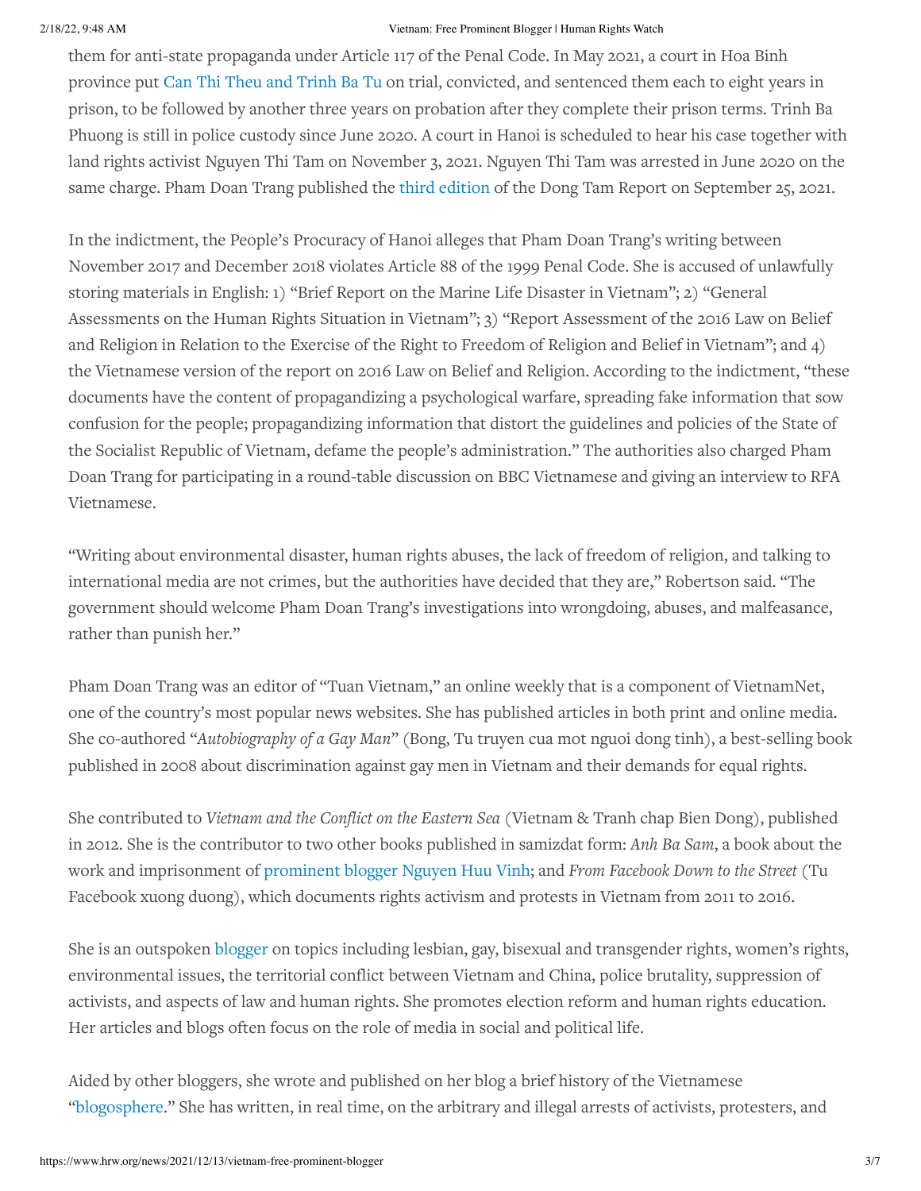them for anti-state propaganda under Article 117 of the Penal Code. In May 2021, a court in Hoa Binh province put Can Thi Theu and Trinh Ba Tu on trial, convicted, and sentenced them each to eight years in prison, to be followed by another three years on probation after they complete their prison terms. Trinh Ba Phuong is still in police custody since June 2020. A court in Hanoi is scheduled to hear his case together with land rights activist Nguyen Thi Tam on November 3, 2021. Nguyen Thi Tam was arrested in June 2020 on the same charge. Pham Doan Trang published the third edition of the Dong Tam Report on September 25, 2021.

In the indictment, the People's Procuracy of Hanoi alleges that Pham Doan Trang's writing between November 2017 and December 2018 violates Article 88 of the 1999 Penal Code. She is accused of unlawfully storing materials in English: 1) "Brief Report on the Marine Life Disaster in Vietnam"; 2) "General Assessments on the Human Rights Situation in Vietnam"; 3) "Report Assessment of the 2016 Law on Belief and Religion in Relation to the Exercise of the Right to Freedom of Religion and Belief in Vietnam"; and 4) the Vietnamese version of the report on 2016 Law on Belief and Religion. According to the indictment, "these documents have the content of propagandizing a psychological warfare, spreading fake information that sow confusion for the people; propagandizing information that distort the guidelines and policies of the State of the Socialist Republic of Vietnam, defame the people's administration." The authorities also charged Pham Doan Trang for participating in a round-table discussion on BBC Vietnamese and giving an interview to RFA Vietnamese.

"Writing about environmental disaster, human rights abuses, the lack of freedom of religion, and talking to international media are not crimes, but the authorities have decided that they are," Robertson said. "The government should welcome Pham Doan Trang's investigations into wrongdoing, abuses, and malfeasance, rather than punish her."

Pham Doan Trang was an editor of "Tuan Vietnam," an online weekly that is a component of VietnamNet, one of the country's most popular news websites. She has published articles in both print and online media. She co-authored "*Autobiography of a Gay Man*" (Bong, Tu truyen cua mot nguoi dong tinh), a best-selling book published in 2008 about discrimination against gay men in Vietnam and their demands for equal rights.

She contributed to *Vietnam and the Conflict on the Eastern Sea* (Vietnam & Tranh chap Bien Dong), published in 2012. She is the contributor to two other books published in samizdat form: *Anh Ba Sam*, a book about the work and imprisonment of prominent blogger Nguyen Huu Vinh; and *From Facebook Down to the Street* (Tu Facebook xuong duong), which documents rights activism and protests in Vietnam from 2011 to 2016.

She is an outspoken blogger on topics including lesbian, gay, bisexual and transgender rights, women's rights, environmental issues, the territorial conflict between Vietnam and China, police brutality, suppression of activists, and aspects of law and human rights. She promotes election reform and human rights education. Her articles and blogs often focus on the role of media in social and political life.

Aided by other bloggers, she wrote and published on her blog a brief history of the Vietnamese "blogosphere." She has written, in real time, on the arbitrary and illegal arrests of activists, protesters, and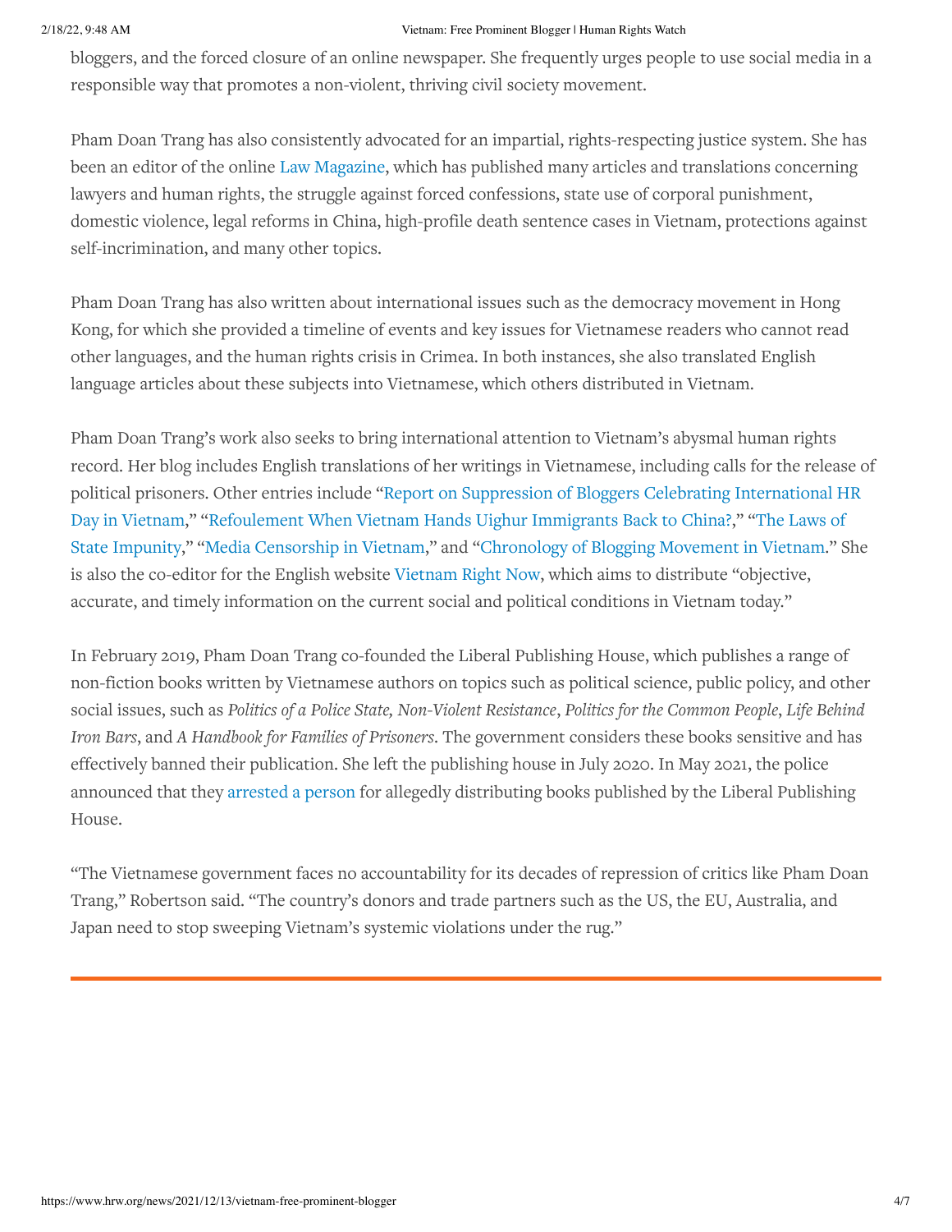bloggers, and the forced closure of an online newspaper. She frequently urges people to use social media in a responsible way that promotes a non-violent, thriving civil society movement.

Pham Doan Trang has also consistently advocated for an impartial, rights-respecting justice system. She has been an editor of the online Law Magazine, which has published many articles and translations concerning lawyers and human rights, the struggle against forced confessions, state use of corporal punishment, domestic violence, legal reforms in China, high-profile death sentence cases in Vietnam, protections against self-incrimination, and many other topics.

Pham Doan Trang has also written about international issues such as the democracy movement in Hong Kong, for which she provided a timeline of events and key issues for Vietnamese readers who cannot read other languages, and the human rights crisis in Crimea. In both instances, she also translated English language articles about these subjects into Vietnamese, which others distributed in Vietnam.

Pham Doan Trang's work also seeks to bring international attention to Vietnam's abysmal human rights record. Her blog includes English translations of her writings in Vietnamese, including calls for the release of political prisoners. Other entries include "Report on Suppression of Bloggers Celebrating International HR Day in Vietnam," "Refoulement When Vietnam Hands Uighur Immigrants Back to China?," "The Laws of State Impunity," "Media Censorship in Vietnam," and "Chronology of Blogging Movement in Vietnam." She is also the co-editor for the English website Vietnam Right Now, which aims to distribute "objective, accurate, and timely information on the current social and political conditions in Vietnam today."

In February 2019, Pham Doan Trang co-founded the Liberal Publishing House, which publishes a range of non-fiction books written by Vietnamese authors on topics such as political science, public policy, and other social issues, such as *Politics of a Police State, Non-Violent Resistance*, *Politics for the Common People*, *Life Behind Iron Bars*, and *A Handbook for Families of Prisoners*. The government considers these books sensitive and has effectively banned their publication. She left the publishing house in July 2020. In May 2021, the police announced that they arrested a person for allegedly distributing books published by the Liberal Publishing House.

"The Vietnamese government faces no accountability for its decades of repression of critics like Pham Doan Trang," Robertson said. "The country's donors and trade partners such as the US, the EU, Australia, and Japan need to stop sweeping Vietnam's systemic violations under the rug."